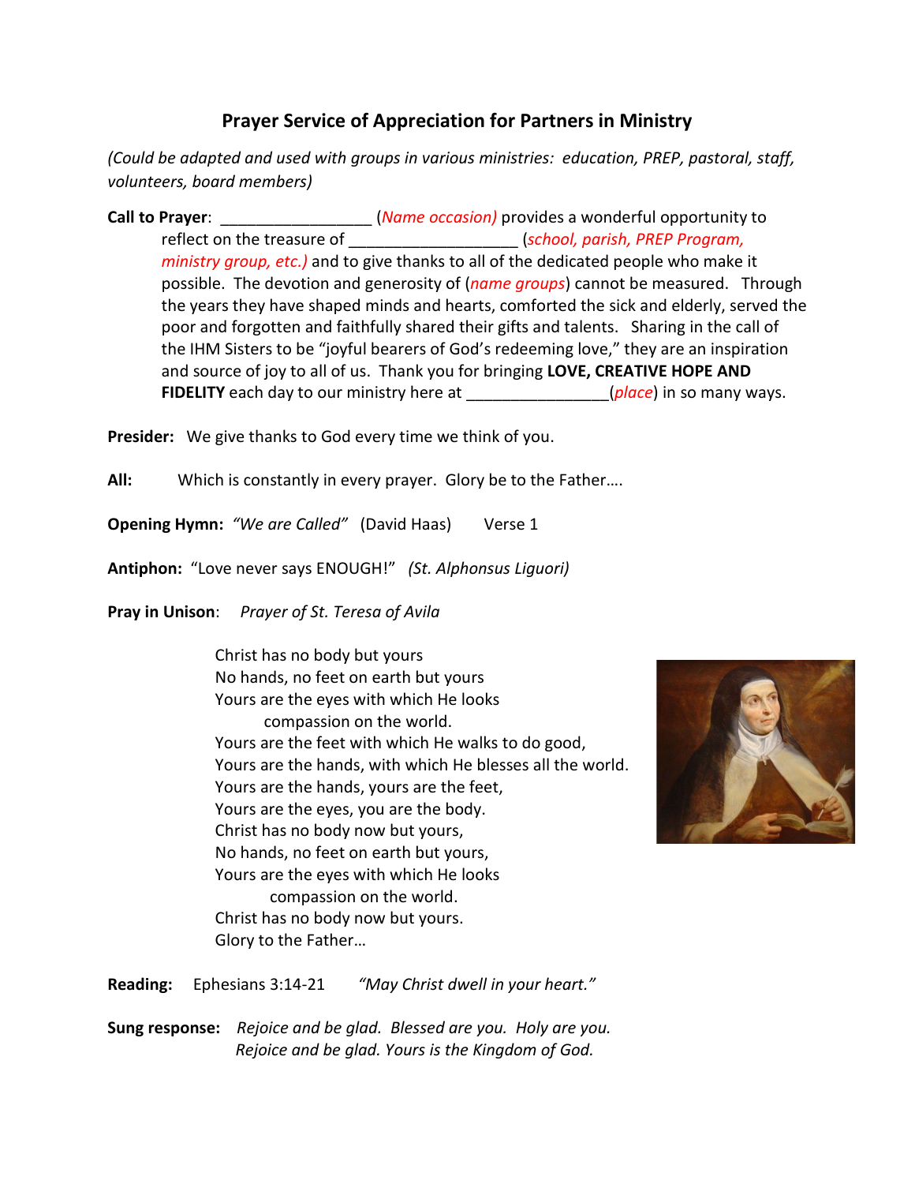# Prayer Service of Appreciation for Partners in Ministry

*(Could be adapted and used with groups in various ministries: education, PREP, pastoral, staff, volunteers, board members)*

**Call to Prayer**: _________________ (*Name occasion)* provides a wonderful opportunity to reflect on the treasure of ___________________ (*school, parish, PREP Program, ministry group, etc.)* and to give thanks to all of the dedicated people who make it possible. The devotion and generosity of (*name groups*) cannot be measured. Through the years they have shaped minds and hearts, comforted the sick and elderly, served the poor and forgotten and faithfully shared their gifts and talents. Sharing in the call of the IHM Sisters to be "joyful bearers of God's redeeming love," they are an inspiration and source of joy to all of us. Thank you for bringing **LOVE, CREATIVE HOPE AND FIDELITY** each day to our ministry here at ________________(*place*) in so many ways.

**Presider:** We give thanks to God every time we think of you.

**All:** Which is constantly in every prayer. Glory be to the Father….

**Opening Hymn:** *"We are Called"* (David Haas) Verse 1

**Antiphon:** "Love never says ENOUGH!" *(St. Alphonsus Liguori)*

**Pray in Unison**: *Prayer of St. Teresa of Avila*

Christ has no body but yours  
No hands, no feet on earth but yours  
Yours are the eyes with which He looks  
compassion on the world.  
Yours are the feet with which He walks to do good,  
Yours are the hands, with which He blesses all the world.  
Yours are the hands, yours are the feet,  
Yours are the eyes, you are the body.  
Christ has no body now but yours,  
No hands, no feet on earth but yours,  
Yours are the eyes with which He looks  
compassion on the world.  
Christ has no body now but yours.  
Glory to the Father…

**Reading:** Ephesians 3:14-21 *"May Christ dwell in your heart."*

**Sung response:** *Rejoice and be glad. Blessed are you. Holy are you.*  
*Rejoice and be glad. Yours is the Kingdom of God.*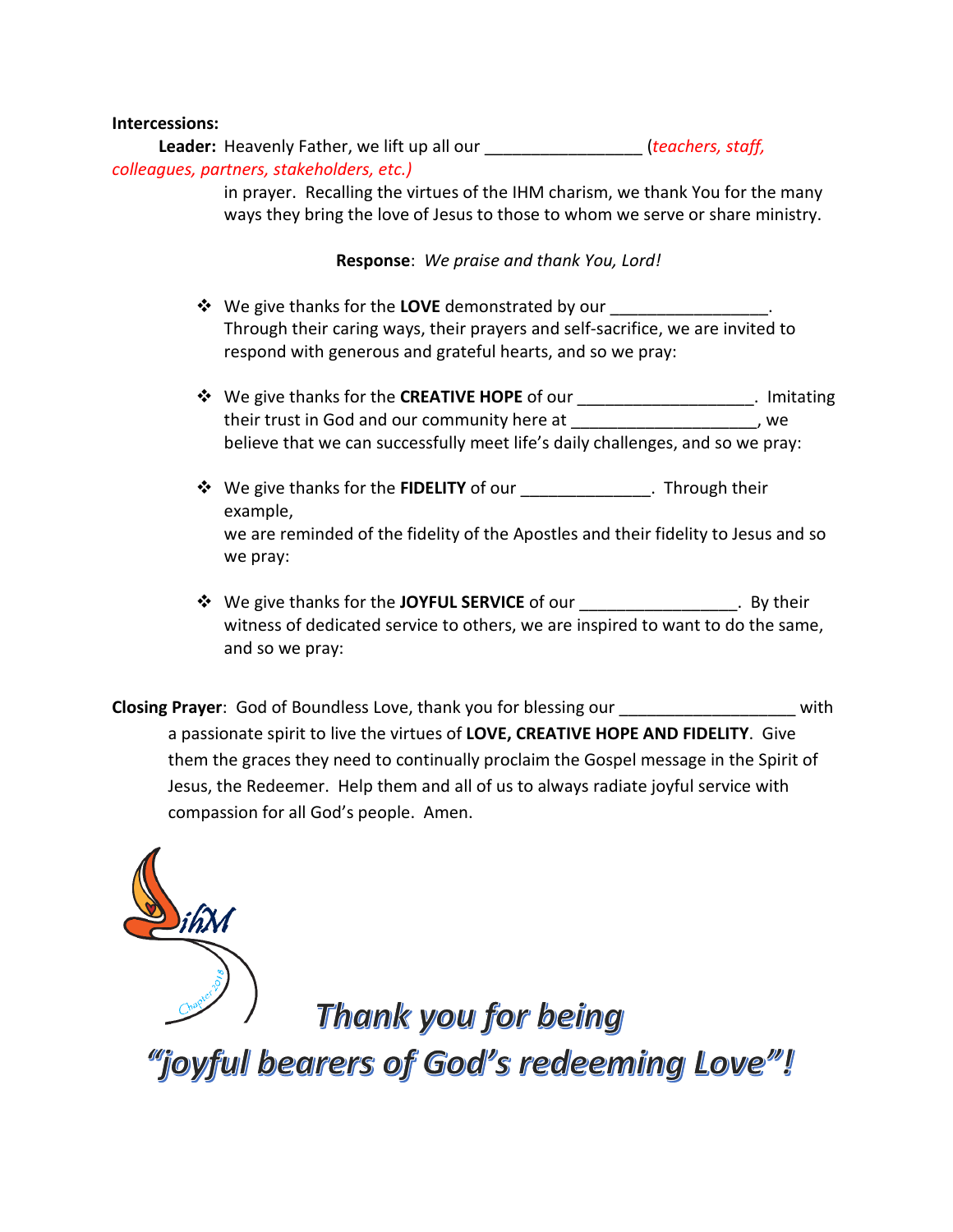**Intercessions:**

**Leader:** Heavenly Father, we lift up all our ________________ (*teachers, staff, colleagues, partners, stakeholders, etc.)* in prayer. Recalling the virtues of the IHM charism, we thank You for the many ways they bring the love of Jesus to those to whom we serve or share ministry.

**Response**: *We praise and thank You, Lord!*

- We give thanks for the **LOVE** demonstrated by our ________________. Through their caring ways, their prayers and self-sacrifice, we are invited to respond with generous and grateful hearts, and so we pray:

- We give thanks for the **CREATIVE HOPE** of our ___________________. Imitating their trust in God and our community here at ___________________, we believe that we can successfully meet life's daily challenges, and so we pray:

- We give thanks for the **FIDELITY** of our ______________. Through their example, we are reminded of the fidelity of the Apostles and their fidelity to Jesus and so we pray:

- We give thanks for the **JOYFUL SERVICE** of our ________________. By their witness of dedicated service to others, we are inspired to want to do the same, and so we pray:

**Closing Prayer**: God of Boundless Love, thank you for blessing our __________________ with a passionate spirit to live the virtues of **LOVE, CREATIVE HOPE AND FIDELITY**. Give them the graces they need to continually proclaim the Gospel message in the Spirit of Jesus, the Redeemer. Help them and all of us to always radiate joyful service with compassion for all God's people. Amen.

ihM

Chapter 2018

***Thank you for being***

***"joyful bearers of God's redeeming Love"!***